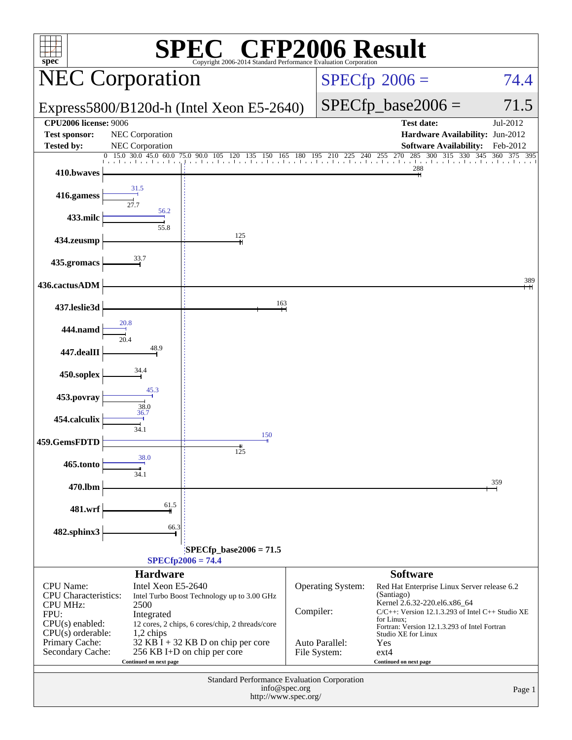# SPEC® CFP2006 Result

Copyright 2006-2014 Standard Performance Evaluation Corporation

## NEC Corporation

**Express5800/B120d-h (Intel Xeon E5-2640)**

SPECfp 2006 = 74.4

SPECfp_base2006 = 71.5

| | | | |
|---|---|---|---|
| **CPU2006 license:** 9006 | | **Test date:** | Jul-2012 |
| **Test sponsor:** | NEC Corporation | **Hardware Availability:** | Jun-2012 |
| **Tested by:** | NEC Corporation | **Software Availability:** | Feb-2012 |

| Benchmark | Peak | Base |
|---|---|---|
| 410.bwaves | | 288 |
| 416.gamess | 31.5 | 27.7 |
| 433.milc | 56.2 | 55.8 |
| 434.zeusmp | | 125 |
| 435.gromacs | | 33.7 |
| 436.cactusADM | | 389 |
| 437.leslie3d | | 163 |
| 444.namd | 20.8 | 20.4 |
| 447.dealII | | 48.9 |
| 450.soplex | | 34.4 |
| 453.povray | 45.3 | 38.0 |
| 454.calculix | 36.7 | 34.1 |
| 459.GemsFDTD | 150 | 125 |
| 465.tonto | 38.0 | 34.1 |
| 470.lbm | | 359 |
| 481.wrf | | 61.5 |
| 482.sphinx3 | | 66.3 |

SPECfp_base2006 = 71.5

SPECfp2006 = 74.4

### Hardware

| | |
|---|---|
| CPU Name: | Intel Xeon E5-2640 |
| CPU Characteristics: | Intel Turbo Boost Technology up to 3.00 GHz |
| CPU MHz: | 2500 |
| FPU: | Integrated |
| CPU(s) enabled: | 12 cores, 2 chips, 6 cores/chip, 2 threads/core |
| CPU(s) orderable: | 1,2 chips |
| Primary Cache: | 32 KB I + 32 KB D on chip per core |
| Secondary Cache: | 256 KB I+D on chip per core |

Continued on next page

### Software

| | |
|---|---|
| Operating System: | Red Hat Enterprise Linux Server release 6.2 (Santiago) Kernel 2.6.32-220.el6.x86_64 |
| Compiler: | C/C++: Version 12.1.3.293 of Intel C++ Studio XE for Linux; Fortran: Version 12.1.3.293 of Intel Fortran Studio XE for Linux |
| Auto Parallel: | Yes |
| File System: | ext4 |

Continued on next page

Standard Performance Evaluation Corporation
info@spec.org
http://www.spec.org/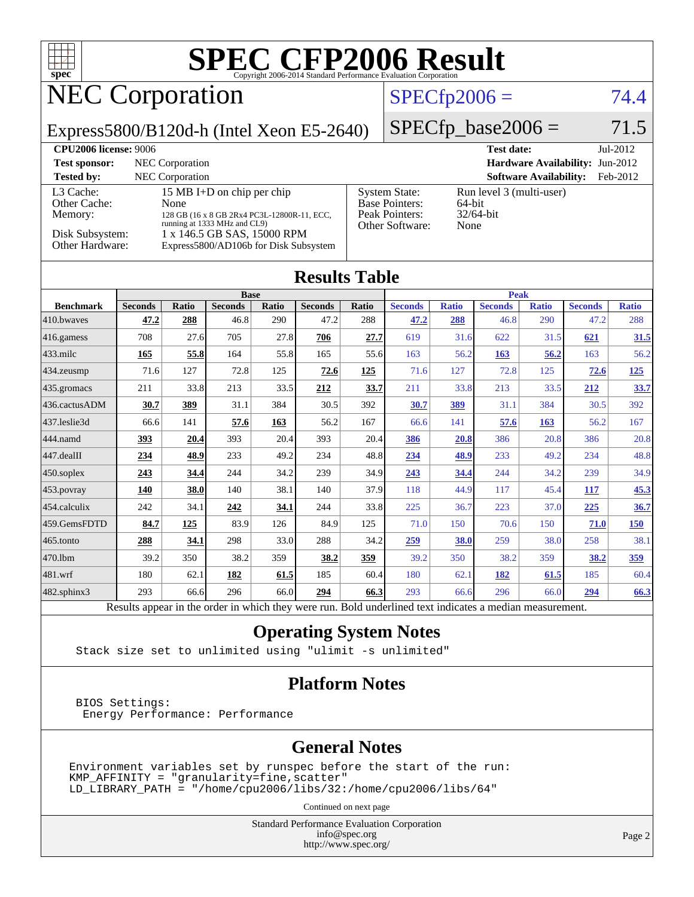# SPEC CFP2006 Result

Copyright 2006-2014 Standard Performance Evaluation Corporation

## NEC Corporation

Express5800/B120d-h (Intel Xeon E5-2640)

SPECfp2006 = 74.4

SPECfp_base2006 = 71.5

| **CPU2006 license:** 9006 | | **Test date:** | Jul-2012 |
|---|---|---|---|
| **Test sponsor:** | NEC Corporation | **Hardware Availability:** | Jun-2012 |
| **Tested by:** | NEC Corporation | **Software Availability:** | Feb-2012 |

| | | | |
|---|---|---|---|
| L3 Cache: | 15 MB I+D on chip per chip | System State: | Run level 3 (multi-user) |
| Other Cache: | None | Base Pointers: | 64-bit |
| Memory: | 128 GB (16 x 8 GB 2Rx4 PC3L-12800R-11, ECC, running at 1333 MHz and CL9) | Peak Pointers: | 32/64-bit |
| Disk Subsystem: | 1 x 146.5 GB SAS, 15000 RPM | Other Software: | None |
| Other Hardware: | Express5800/AD106b for Disk Subsystem | | |

## Results Table

| Benchmark | Base | | | | | | Peak | | | | | |
|---|---|---|---|---|---|---|---|---|---|---|---|---|
| | Seconds | Ratio | Seconds | Ratio | Seconds | Ratio | Seconds | Ratio | Seconds | Ratio | Seconds | Ratio |
| 410.bwaves | **47.2** | **288** | 46.8 | 290 | 47.2 | 288 | **47.2** | **288** | 46.8 | 290 | 47.2 | 288 |
| 416.gamess | 708 | 27.6 | 705 | 27.8 | **706** | **27.7** | 619 | 31.6 | 622 | 31.5 | **621** | **31.5** |
| 433.milc | **165** | **55.8** | 164 | 55.8 | 165 | 55.6 | 163 | 56.2 | **163** | **56.2** | 163 | 56.2 |
| 434.zeusmp | 71.6 | 127 | 72.8 | 125 | **72.6** | **125** | 71.6 | 127 | 72.8 | 125 | **72.6** | **125** |
| 435.gromacs | 211 | 33.8 | 213 | 33.5 | **212** | **33.7** | 211 | 33.8 | 213 | 33.5 | **212** | **33.7** |
| 436.cactusADM | **30.7** | **389** | 31.1 | 384 | 30.5 | 392 | **30.7** | **389** | 31.1 | 384 | 30.5 | 392 |
| 437.leslie3d | 66.6 | 141 | **57.6** | **163** | 56.2 | 167 | 66.6 | 141 | **57.6** | **163** | 56.2 | 167 |
| 444.namd | **393** | **20.4** | 393 | 20.4 | 393 | 20.4 | **386** | **20.8** | 386 | 20.8 | 386 | 20.8 |
| 447.dealII | **234** | **48.9** | 233 | 49.2 | 234 | 48.8 | **234** | **48.9** | 233 | 49.2 | 234 | 48.8 |
| 450.soplex | **243** | **34.4** | 244 | 34.2 | 239 | 34.9 | **243** | **34.4** | 244 | 34.2 | 239 | 34.9 |
| 453.povray | **140** | **38.0** | 140 | 38.1 | 140 | 37.9 | 118 | 44.9 | 117 | 45.4 | **117** | **45.3** |
| 454.calculix | 242 | 34.1 | **242** | **34.1** | 244 | 33.8 | 225 | 36.7 | 223 | 37.0 | **225** | **36.7** |
| 459.GemsFDTD | **84.7** | **125** | 83.9 | 126 | 84.9 | 125 | 71.0 | 150 | 70.6 | 150 | **71.0** | **150** |
| 465.tonto | **288** | **34.1** | 298 | 33.0 | 288 | 34.2 | **259** | **38.0** | 259 | 38.0 | 258 | 38.1 |
| 470.lbm | 39.2 | 350 | 38.2 | 359 | **38.2** | **359** | 39.2 | 350 | 38.2 | 359 | **38.2** | **359** |
| 481.wrf | 180 | 62.1 | **182** | **61.5** | 185 | 60.4 | 180 | 62.1 | **182** | **61.5** | 185 | 60.4 |
| 482.sphinx3 | 293 | 66.6 | 296 | 66.0 | **294** | **66.3** | 293 | 66.6 | 296 | 66.0 | **294** | **66.3** |

Results appear in the order in which they were run. Bold underlined text indicates a median measurement.

## Operating System Notes

```
Stack size set to unlimited using "ulimit -s unlimited"
```

## Platform Notes

```
BIOS Settings:
 Energy Performance: Performance
```

## General Notes

```
Environment variables set by runspec before the start of the run:
KMP_AFFINITY = "granularity=fine,scatter"
LD_LIBRARY_PATH = "/home/cpu2006/libs/32:/home/cpu2006/libs/64"
```

Continued on next page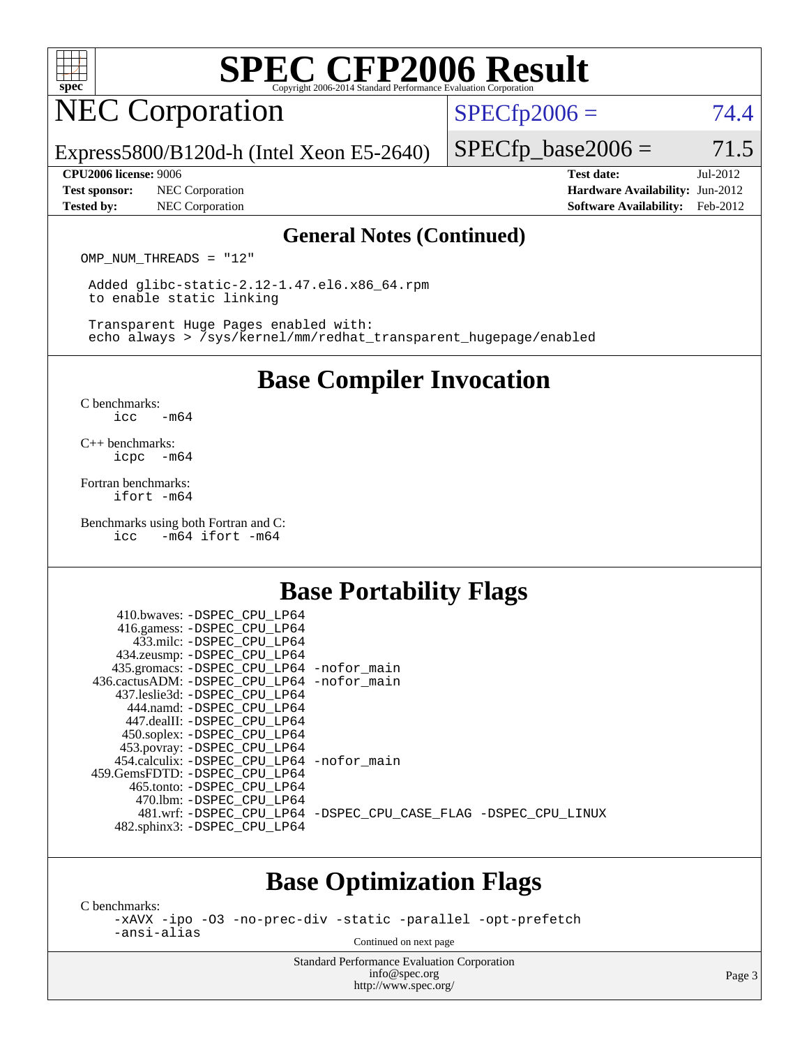# SPEC CFP2006 Result

Copyright 2006-2014 Standard Performance Evaluation Corporation

## NEC Corporation

Express5800/B120d-h (Intel Xeon E5-2640)

SPECfp2006 = 74.4

SPECfp_base2006 = 71.5

| | | | |
|---|---|---|---|
| **CPU2006 license:** | 9006 | **Test date:** | Jul-2012 |
| **Test sponsor:** | NEC Corporation | **Hardware Availability:** | Jun-2012 |
| **Tested by:** | NEC Corporation | **Software Availability:** | Feb-2012 |

### General Notes (Continued)

```
OMP_NUM_THREADS = "12"

 Added glibc-static-2.12-1.47.el6.x86_64.rpm
 to enable static linking

 Transparent Huge Pages enabled with:
 echo always > /sys/kernel/mm/redhat_transparent_hugepage/enabled
```

## Base Compiler Invocation

C benchmarks:
```
icc   -m64
```

C++ benchmarks:
```
icpc  -m64
```

Fortran benchmarks:
```
ifort -m64
```

Benchmarks using both Fortran and C:
```
icc   -m64 ifort -m64
```

## Base Portability Flags

```
      410.bwaves: -DSPEC_CPU_LP64
      416.gamess: -DSPEC_CPU_LP64
        433.milc: -DSPEC_CPU_LP64
      434.zeusmp: -DSPEC_CPU_LP64
     435.gromacs: -DSPEC_CPU_LP64 -nofor_main
   436.cactusADM: -DSPEC_CPU_LP64 -nofor_main
    437.leslie3d: -DSPEC_CPU_LP64
        444.namd: -DSPEC_CPU_LP64
      447.dealII: -DSPEC_CPU_LP64
      450.soplex: -DSPEC_CPU_LP64
      453.povray: -DSPEC_CPU_LP64
    454.calculix: -DSPEC_CPU_LP64 -nofor_main
   459.GemsFDTD: -DSPEC_CPU_LP64
       465.tonto: -DSPEC_CPU_LP64
         470.lbm: -DSPEC_CPU_LP64
         481.wrf: -DSPEC_CPU_LP64 -DSPEC_CPU_CASE_FLAG -DSPEC_CPU_LINUX
     482.sphinx3: -DSPEC_CPU_LP64
```

## Base Optimization Flags

C benchmarks:
```
-xAVX -ipo -O3 -no-prec-div -static -parallel -opt-prefetch
-ansi-alias
```

Continued on next page

Standard Performance Evaluation Corporation
info@spec.org
http://www.spec.org/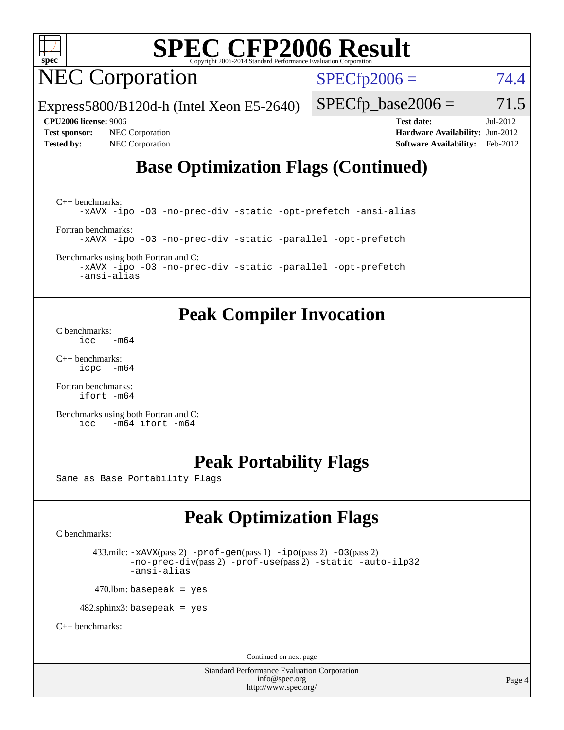# SPEC CFP2006 Result

Copyright 2006-2014 Standard Performance Evaluation Corporation

## NEC Corporation

Express5800/B120d-h (Intel Xeon E5-2640)

SPECfp2006 = 74.4

SPECfp_base2006 = 71.5

| | | | |
|---|---|---|---|
| **CPU2006 license:** 9006 | | **Test date:** | Jul-2012 |
| **Test sponsor:** | NEC Corporation | **Hardware Availability:** | Jun-2012 |
| **Tested by:** | NEC Corporation | **Software Availability:** | Feb-2012 |

## Base Optimization Flags (Continued)

C++ benchmarks:
```
-xAVX -ipo -O3 -no-prec-div -static -opt-prefetch -ansi-alias
```

Fortran benchmarks:
```
-xAVX -ipo -O3 -no-prec-div -static -parallel -opt-prefetch
```

Benchmarks using both Fortran and C:
```
-xAVX -ipo -O3 -no-prec-div -static -parallel -opt-prefetch
-ansi-alias
```

## Peak Compiler Invocation

C benchmarks:
```
icc   -m64
```

C++ benchmarks:
```
icpc  -m64
```

Fortran benchmarks:
```
ifort -m64
```

Benchmarks using both Fortran and C:
```
icc   -m64 ifort -m64
```

## Peak Portability Flags

Same as Base Portability Flags

## Peak Optimization Flags

C benchmarks:

433.milc: `-xAVX`(pass 2) `-prof-gen`(pass 1) `-ipo`(pass 2) `-O3`(pass 2) `-no-prec-div`(pass 2) `-prof-use`(pass 2) `-static` `-auto-ilp32` `-ansi-alias`

470.lbm: `basepeak = yes`

482.sphinx3: `basepeak = yes`

C++ benchmarks:

Continued on next page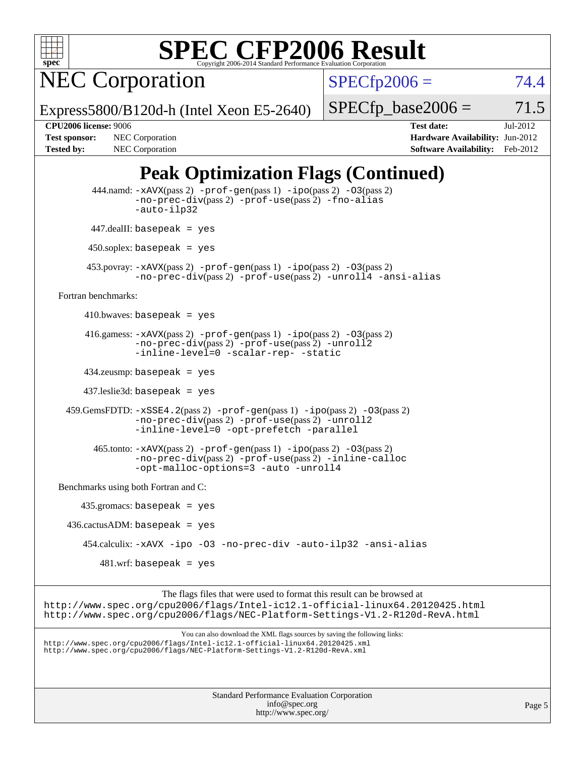# SPEC CFP2006 Result

Copyright 2006-2014 Standard Performance Evaluation Corporation

**NEC Corporation**

Express5800/B120d-h (Intel Xeon E5-2640)

SPECfp2006 = 74.4

SPECfp_base2006 = 71.5

| | | | |
|---|---|---|---|
| **CPU2006 license:** 9006 | | **Test date:** | Jul-2012 |
| **Test sponsor:** | NEC Corporation | **Hardware Availability:** | Jun-2012 |
| **Tested by:** | NEC Corporation | **Software Availability:** | Feb-2012 |

## Peak Optimization Flags (Continued)

444.namd: `-xAVX`(pass 2) `-prof-gen`(pass 1) `-ipo`(pass 2) `-O3`(pass 2) `-no-prec-div`(pass 2) `-prof-use`(pass 2) `-fno-alias` `-auto-ilp32`

447.dealII: `basepeak = yes`

450.soplex: `basepeak = yes`

453.povray: `-xAVX`(pass 2) `-prof-gen`(pass 1) `-ipo`(pass 2) `-O3`(pass 2) `-no-prec-div`(pass 2) `-prof-use`(pass 2) `-unroll4` `-ansi-alias`

Fortran benchmarks:

410.bwaves: `basepeak = yes`

416.gamess: `-xAVX`(pass 2) `-prof-gen`(pass 1) `-ipo`(pass 2) `-O3`(pass 2) `-no-prec-div`(pass 2) `-prof-use`(pass 2) `-unroll2` `-inline-level=0` `-scalar-rep-` `-static`

434.zeusmp: `basepeak = yes`

437.leslie3d: `basepeak = yes`

459.GemsFDTD: `-xSSE4.2`(pass 2) `-prof-gen`(pass 1) `-ipo`(pass 2) `-O3`(pass 2) `-no-prec-div`(pass 2) `-prof-use`(pass 2) `-unroll2` `-inline-level=0` `-opt-prefetch` `-parallel`

465.tonto: `-xAVX`(pass 2) `-prof-gen`(pass 1) `-ipo`(pass 2) `-O3`(pass 2) `-no-prec-div`(pass 2) `-prof-use`(pass 2) `-inline-calloc` `-opt-malloc-options=3` `-auto` `-unroll4`

Benchmarks using both Fortran and C:

435.gromacs: `basepeak = yes`

436.cactusADM: `basepeak = yes`

454.calculix: `-xAVX -ipo -O3 -no-prec-div -auto-ilp32 -ansi-alias`

481.wrf: `basepeak = yes`

The flags files that were used to format this result can be browsed at
http://www.spec.org/cpu2006/flags/Intel-ic12.1-official-linux64.20120425.html
http://www.spec.org/cpu2006/flags/NEC-Platform-Settings-V1.2-R120d-RevA.html

You can also download the XML flags sources by saving the following links:
http://www.spec.org/cpu2006/flags/Intel-ic12.1-official-linux64.20120425.xml
http://www.spec.org/cpu2006/flags/NEC-Platform-Settings-V1.2-R120d-RevA.xml

Standard Performance Evaluation Corporation
info@spec.org
http://www.spec.org/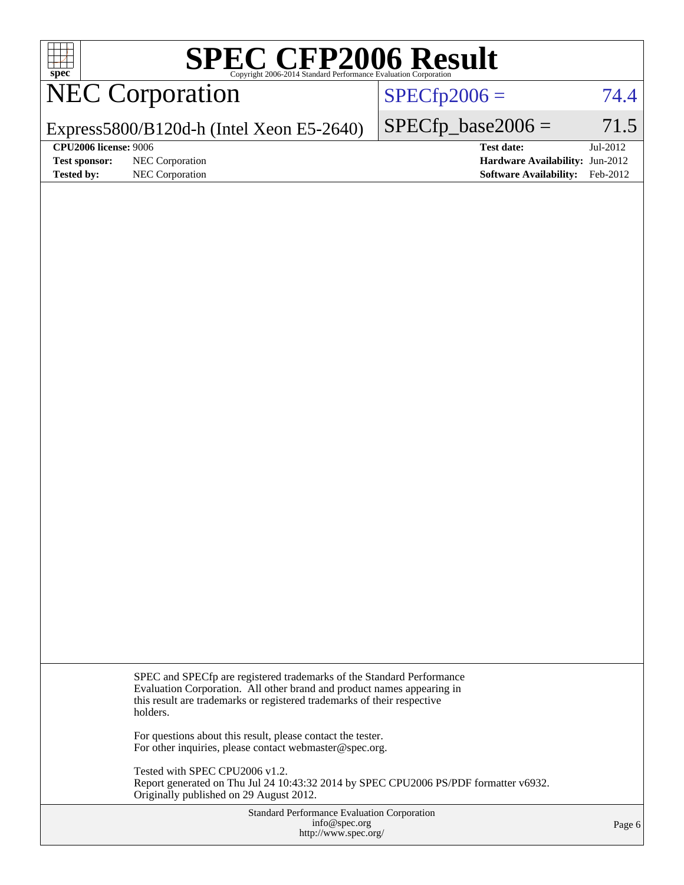SPEC and SPECfp are registered trademarks of the Standard Performance Evaluation Corporation. All other brand and product names appearing in this result are trademarks or registered trademarks of their respective holders.

For questions about this result, please contact the tester.
For other inquiries, please contact webmaster@spec.org.

Tested with SPEC CPU2006 v1.2.
Report generated on Thu Jul 24 10:43:32 2014 by SPEC CPU2006 PS/PDF formatter v6932.
Originally published on 29 August 2012.